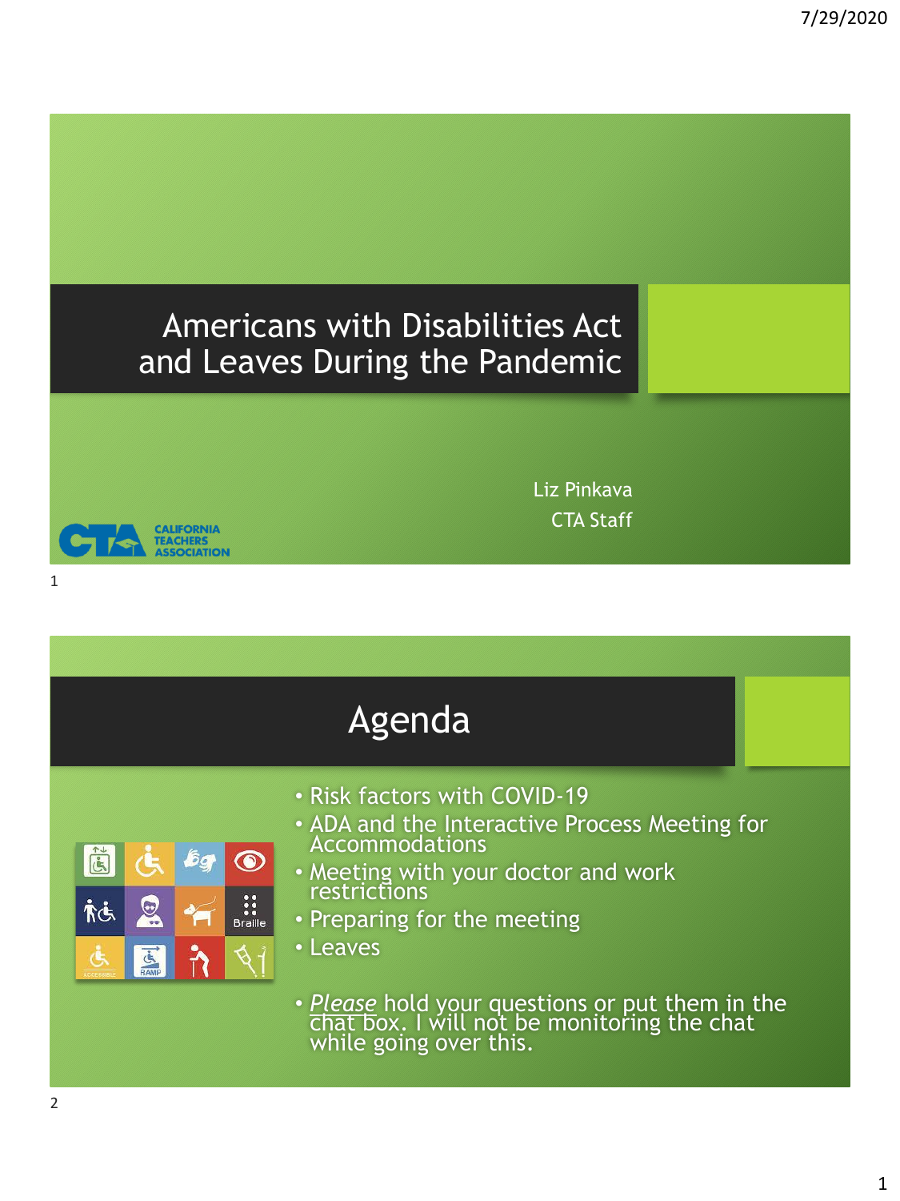# Americans with Disabilities Act and Leaves During the Pandemic

Liz Pinkava
CTA Staff

CALIFORNIA TEACHERS ASSOCIATION

## Agenda

- Risk factors with COVID-19
- ADA and the Interactive Process Meeting for Accommodations
- Meeting with your doctor and work restrictions
- Preparing for the meeting
- Leaves

- *Please* hold your questions or put them in the chat box. I will not be monitoring the chat while going over this.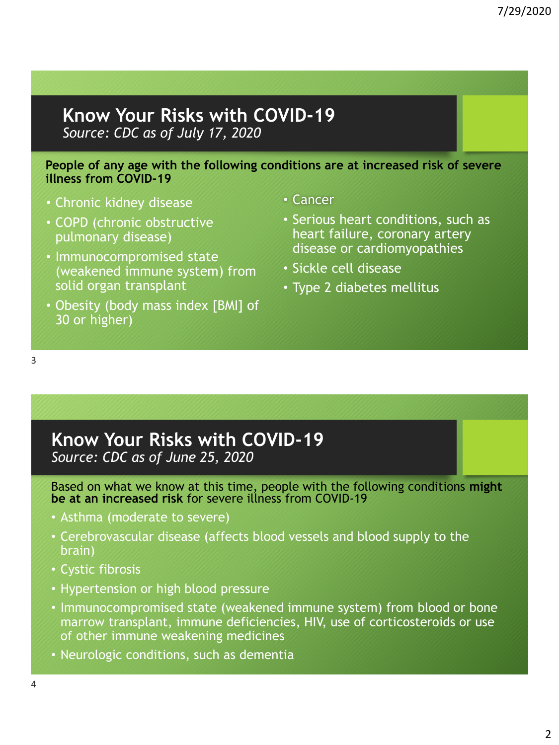## Know Your Risks with COVID-19
*Source: CDC as of July 17, 2020*

**People of any age with the following conditions are at increased risk of severe illness from COVID-19**

- Chronic kidney disease
- COPD (chronic obstructive pulmonary disease)
- Immunocompromised state (weakened immune system) from solid organ transplant
- Obesity (body mass index [BMI] of 30 or higher)
- Cancer
- Serious heart conditions, such as heart failure, coronary artery disease or cardiomyopathies
- Sickle cell disease
- Type 2 diabetes mellitus

## Know Your Risks with COVID-19
*Source: CDC as of June 25, 2020*

Based on what we know at this time, people with the following conditions **might be at an increased risk** for severe illness from COVID-19

- Asthma (moderate to severe)
- Cerebrovascular disease (affects blood vessels and blood supply to the brain)
- Cystic fibrosis
- Hypertension or high blood pressure
- Immunocompromised state (weakened immune system) from blood or bone marrow transplant, immune deficiencies, HIV, use of corticosteroids or use of other immune weakening medicines
- Neurologic conditions, such as dementia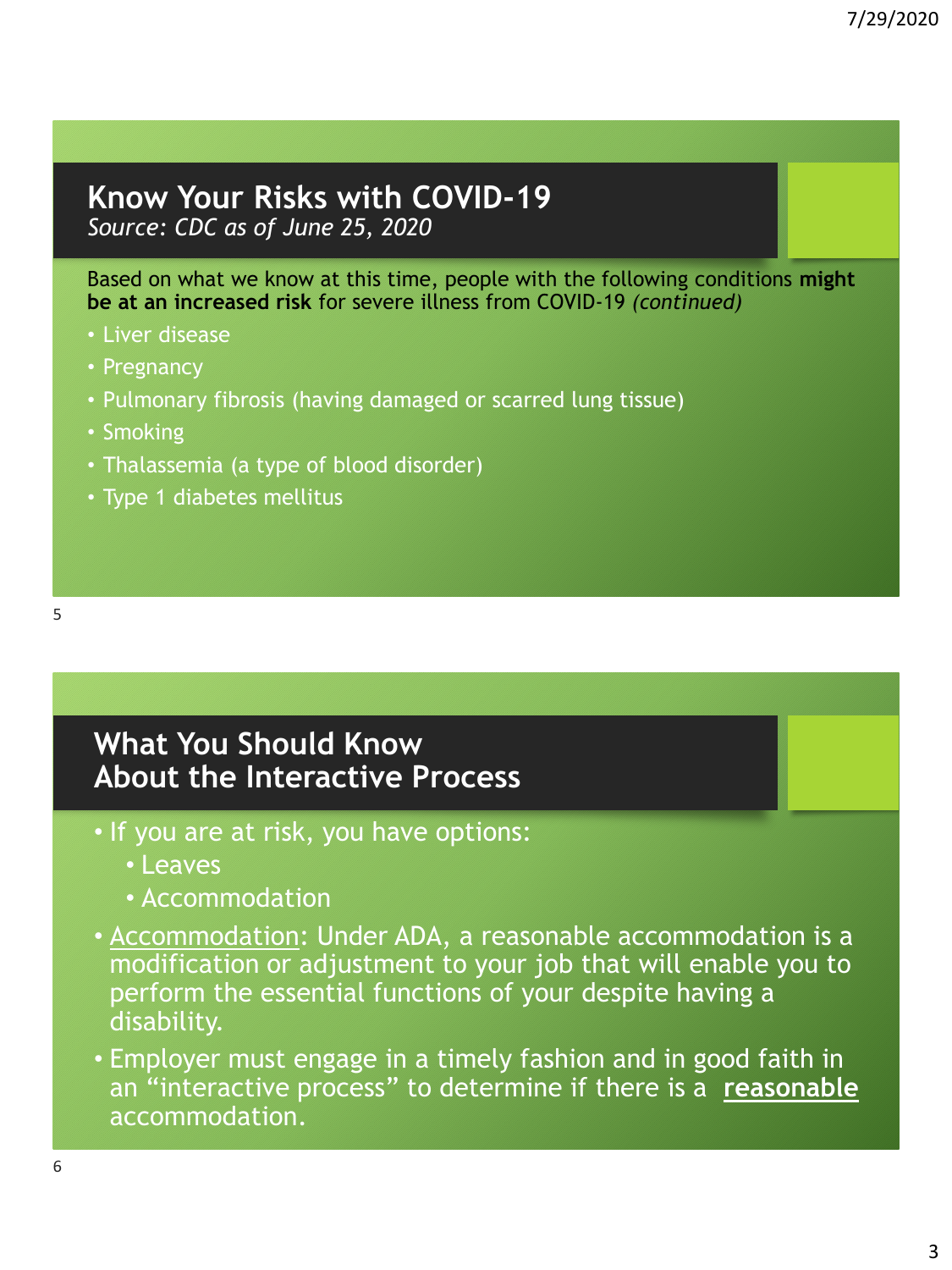## Know Your Risks with COVID-19

*Source: CDC as of June 25, 2020*

Based on what we know at this time, people with the following conditions **might be at an increased risk** for severe illness from COVID-19 *(continued)*

- Liver disease
- Pregnancy
- Pulmonary fibrosis (having damaged or scarred lung tissue)
- Smoking
- Thalassemia (a type of blood disorder)
- Type 1 diabetes mellitus

## What You Should Know About the Interactive Process

- If you are at risk, you have options:
  - Leaves
  - Accommodation
- Accommodation: Under ADA, a reasonable accommodation is a modification or adjustment to your job that will enable you to perform the essential functions of your despite having a disability.
- Employer must engage in a timely fashion and in good faith in an "interactive process" to determine if there is a **reasonable** accommodation.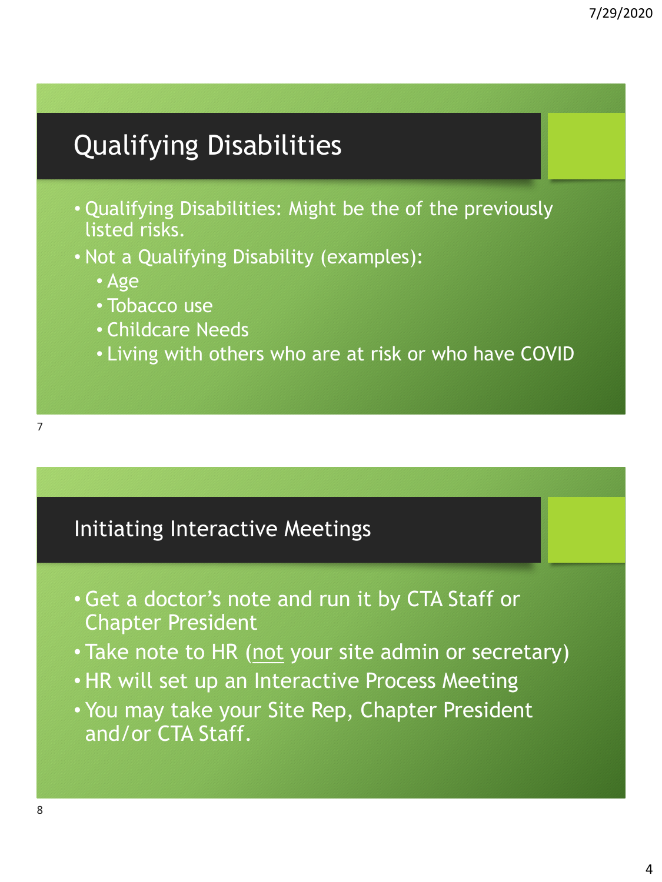## Qualifying Disabilities

- Qualifying Disabilities: Might be the of the previously listed risks.
- Not a Qualifying Disability (examples):
  - Age
  - Tobacco use
  - Childcare Needs
  - Living with others who are at risk or who have COVID

## Initiating Interactive Meetings

- Get a doctor's note and run it by CTA Staff or Chapter President
- Take note to HR (<u>not</u> your site admin or secretary)
- HR will set up an Interactive Process Meeting
- You may take your Site Rep, Chapter President and/or CTA Staff.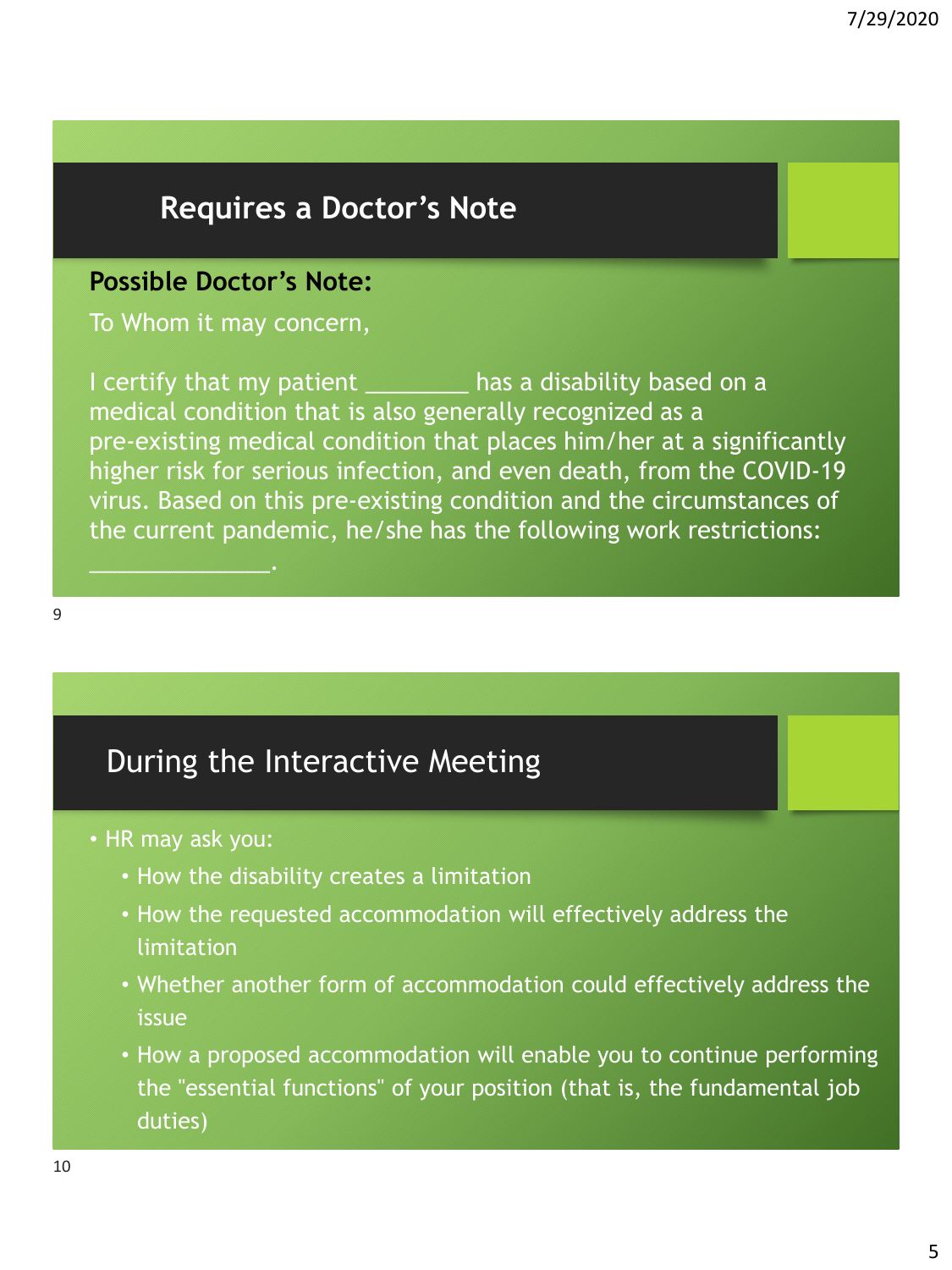## Requires a Doctor's Note

**Possible Doctor's Note:**

To Whom it may concern,

I certify that my patient ________ has a disability based on a medical condition that is also generally recognized as a pre-existing medical condition that places him/her at a significantly higher risk for serious infection, and even death, from the COVID-19 virus. Based on this pre-existing condition and the circumstances of the current pandemic, he/she has the following work restrictions: ______________.

## During the Interactive Meeting

- HR may ask you:
  - How the disability creates a limitation
  - How the requested accommodation will effectively address the limitation
  - Whether another form of accommodation could effectively address the issue
  - How a proposed accommodation will enable you to continue performing the "essential functions" of your position (that is, the fundamental job duties)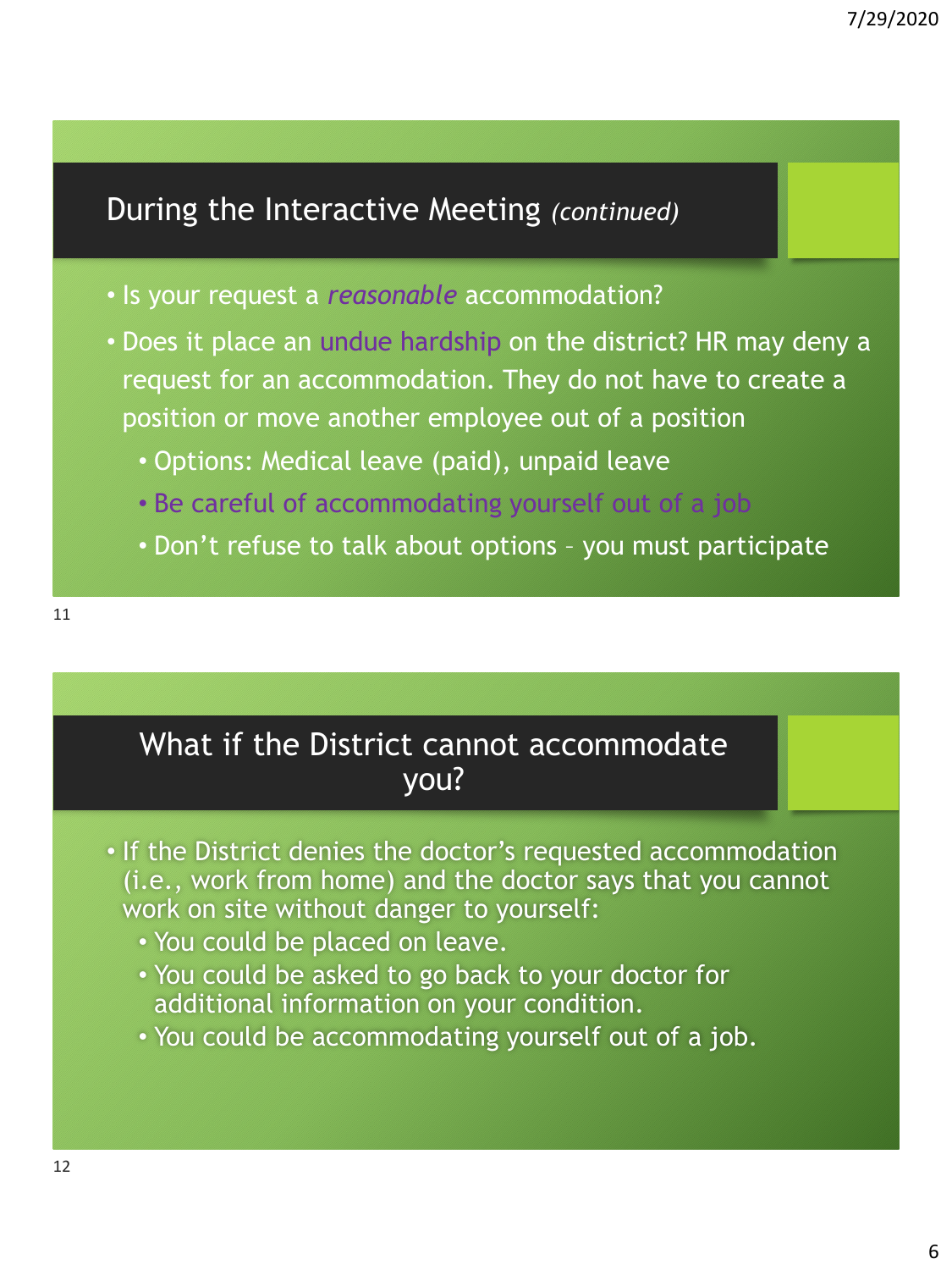## During the Interactive Meeting *(continued)*

- Is your request a *reasonable* accommodation?
- Does it place an undue hardship on the district? HR may deny a request for an accommodation. They do not have to create a position or move another employee out of a position
  - Options: Medical leave (paid), unpaid leave
  - Be careful of accommodating yourself out of a job
  - Don't refuse to talk about options – you must participate

## What if the District cannot accommodate you?

- If the District denies the doctor's requested accommodation (i.e., work from home) and the doctor says that you cannot work on site without danger to yourself:
  - You could be placed on leave.
  - You could be asked to go back to your doctor for additional information on your condition.
  - You could be accommodating yourself out of a job.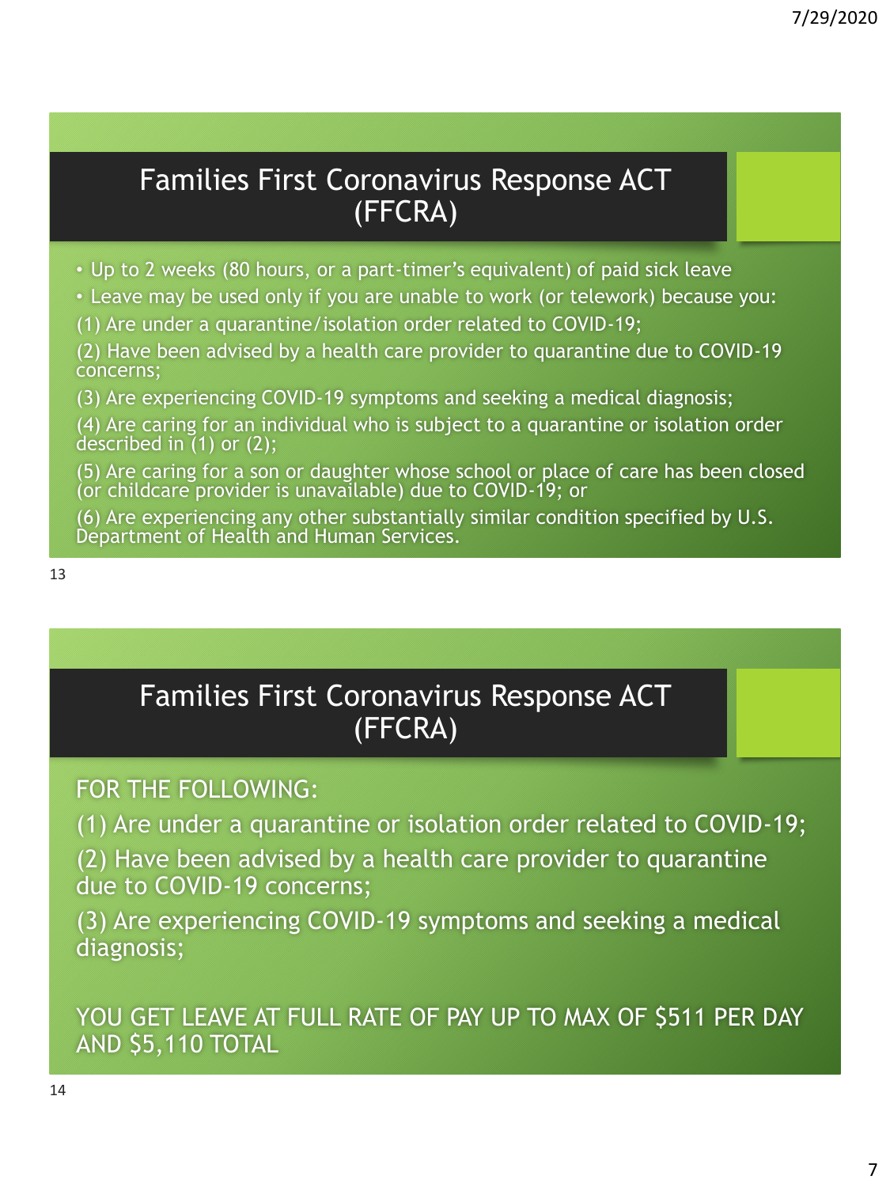## Families First Coronavirus Response ACT (FFCRA)

- Up to 2 weeks (80 hours, or a part-timer's equivalent) of paid sick leave
- Leave may be used only if you are unable to work (or telework) because you:

(1) Are under a quarantine/isolation order related to COVID-19;

(2) Have been advised by a health care provider to quarantine due to COVID-19 concerns;

(3) Are experiencing COVID-19 symptoms and seeking a medical diagnosis;

(4) Are caring for an individual who is subject to a quarantine or isolation order described in (1) or (2);

(5) Are caring for a son or daughter whose school or place of care has been closed (or childcare provider is unavailable) due to COVID-19; or

(6) Are experiencing any other substantially similar condition specified by U.S. Department of Health and Human Services.

## Families First Coronavirus Response ACT (FFCRA)

FOR THE FOLLOWING:

(1) Are under a quarantine or isolation order related to COVID-19;

(2) Have been advised by a health care provider to quarantine due to COVID-19 concerns;

(3) Are experiencing COVID-19 symptoms and seeking a medical diagnosis;

YOU GET LEAVE AT FULL RATE OF PAY UP TO MAX OF $511 PER DAY AND $5,110 TOTAL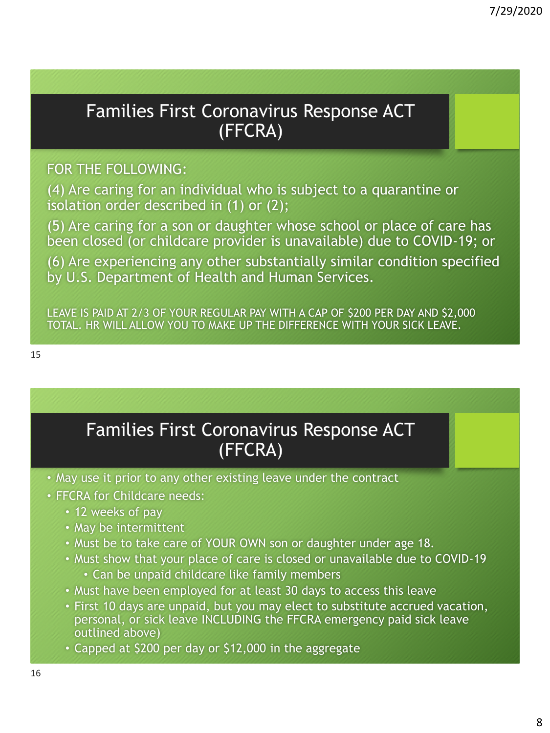## Families First Coronavirus Response ACT (FFCRA)

FOR THE FOLLOWING:

(4) Are caring for an individual who is subject to a quarantine or isolation order described in (1) or (2);

(5) Are caring for a son or daughter whose school or place of care has been closed (or childcare provider is unavailable) due to COVID-19; or

(6) Are experiencing any other substantially similar condition specified by U.S. Department of Health and Human Services.

LEAVE IS PAID AT 2/3 OF YOUR REGULAR PAY WITH A CAP OF $200 PER DAY AND $2,000 TOTAL. HR WILL ALLOW YOU TO MAKE UP THE DIFFERENCE WITH YOUR SICK LEAVE.

## Families First Coronavirus Response ACT (FFCRA)

- May use it prior to any other existing leave under the contract
- FFCRA for Childcare needs:
  - 12 weeks of pay
  - May be intermittent
  - Must be to take care of YOUR OWN son or daughter under age 18.
  - Must show that your place of care is closed or unavailable due to COVID-19
    - Can be unpaid childcare like family members
  - Must have been employed for at least 30 days to access this leave
  - First 10 days are unpaid, but you may elect to substitute accrued vacation, personal, or sick leave INCLUDING the FFCRA emergency paid sick leave outlined above)
  - Capped at $200 per day or $12,000 in the aggregate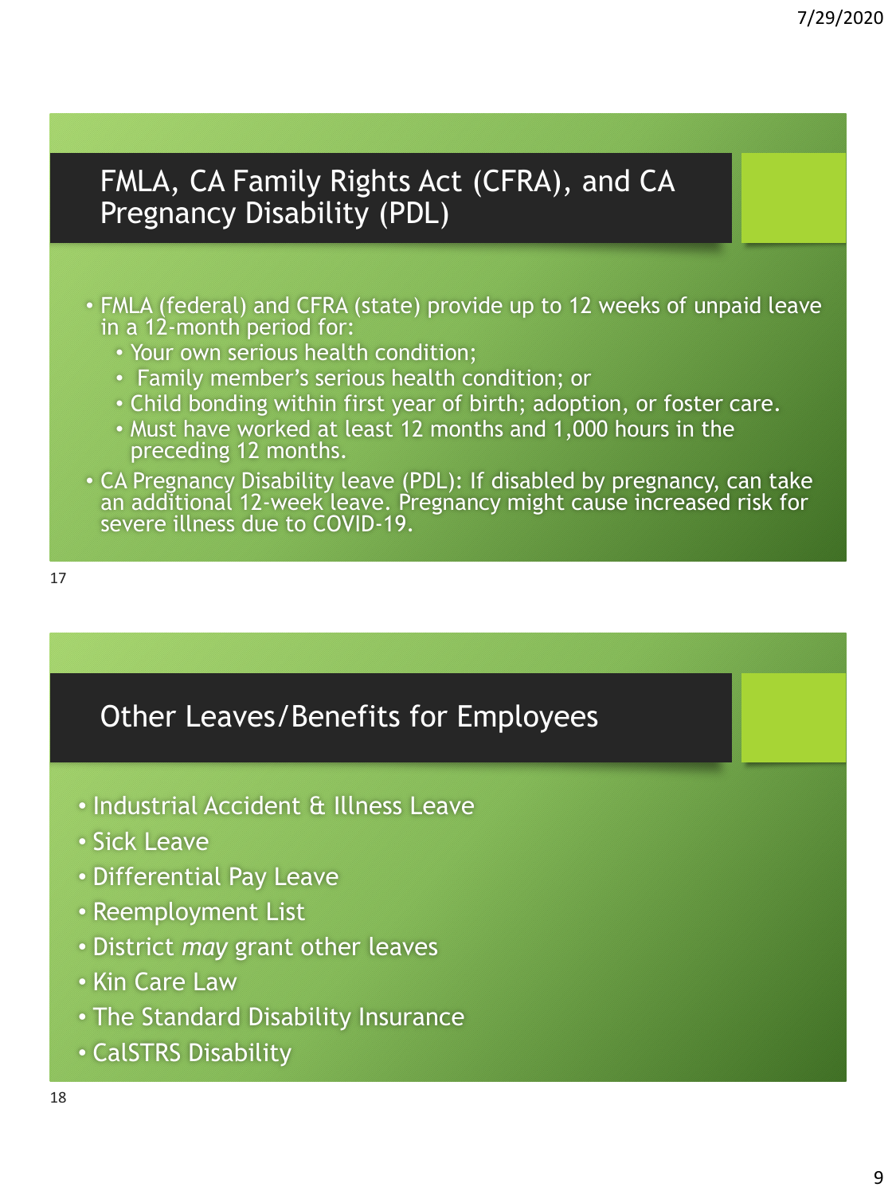## FMLA, CA Family Rights Act (CFRA), and CA Pregnancy Disability (PDL)

- FMLA (federal) and CFRA (state) provide up to 12 weeks of unpaid leave in a 12-month period for:
  - Your own serious health condition;
  - Family member's serious health condition; or
  - Child bonding within first year of birth; adoption, or foster care.
  - Must have worked at least 12 months and 1,000 hours in the preceding 12 months.
- CA Pregnancy Disability leave (PDL): If disabled by pregnancy, can take an additional 12-week leave. Pregnancy might cause increased risk for severe illness due to COVID-19.

## Other Leaves/Benefits for Employees

- Industrial Accident & Illness Leave
- Sick Leave
- Differential Pay Leave
- Reemployment List
- District *may* grant other leaves
- Kin Care Law
- The Standard Disability Insurance
- CalSTRS Disability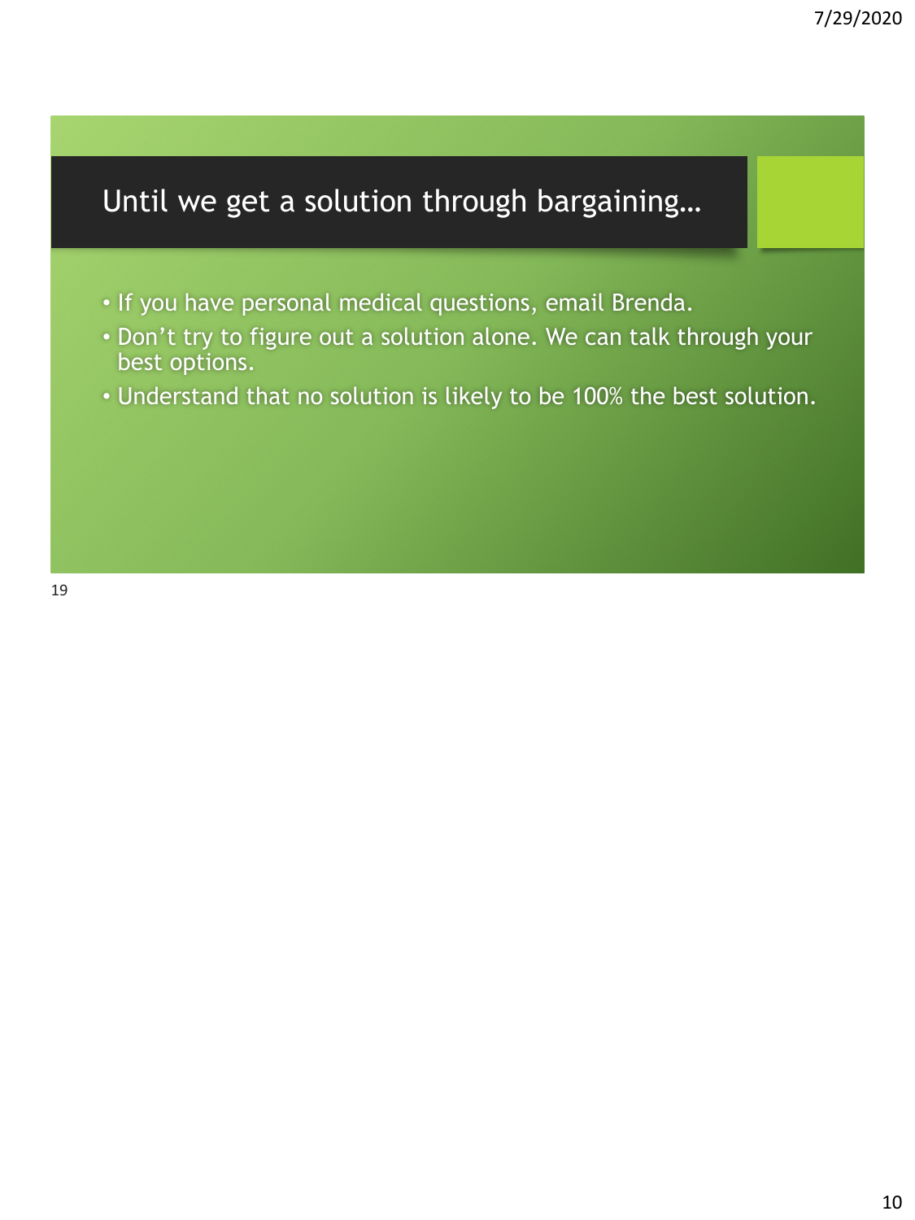## Until we get a solution through bargaining…

- If you have personal medical questions, email Brenda.
- Don't try to figure out a solution alone. We can talk through your best options.
- Understand that no solution is likely to be 100% the best solution.